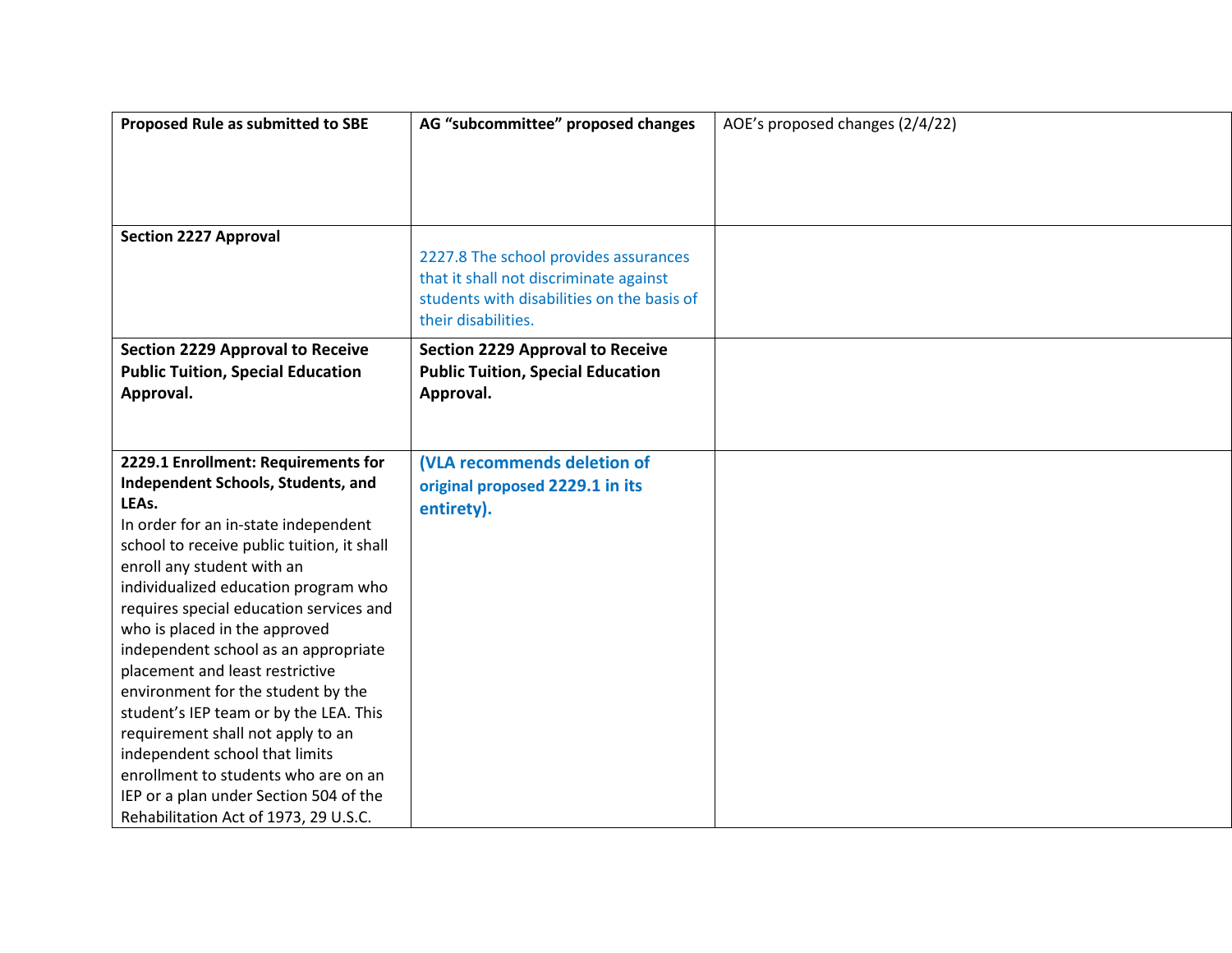| **Proposed Rule as submitted to SBE** | **AG "subcommittee" proposed changes** | AOE's proposed changes (2/4/22) |
|---|---|---|
| **Section 2227 Approval** | 2227.8 The school provides assurances that it shall not discriminate against students with disabilities on the basis of their disabilities. | |
| **Section 2229 Approval to Receive Public Tuition, Special Education Approval.** | **Section 2229 Approval to Receive Public Tuition, Special Education Approval.** | |
| **2229.1 Enrollment: Requirements for Independent Schools, Students, and LEAs.** In order for an in-state independent school to receive public tuition, it shall enroll any student with an individualized education program who requires special education services and who is placed in the approved independent school as an appropriate placement and least restrictive environment for the student by the student's IEP team or by the LEA. This requirement shall not apply to an independent school that limits enrollment to students who are on an IEP or a plan under Section 504 of the Rehabilitation Act of 1973, 29 U.S.C. | **(VLA recommends deletion of original proposed 2229.1 in its entirety).** | |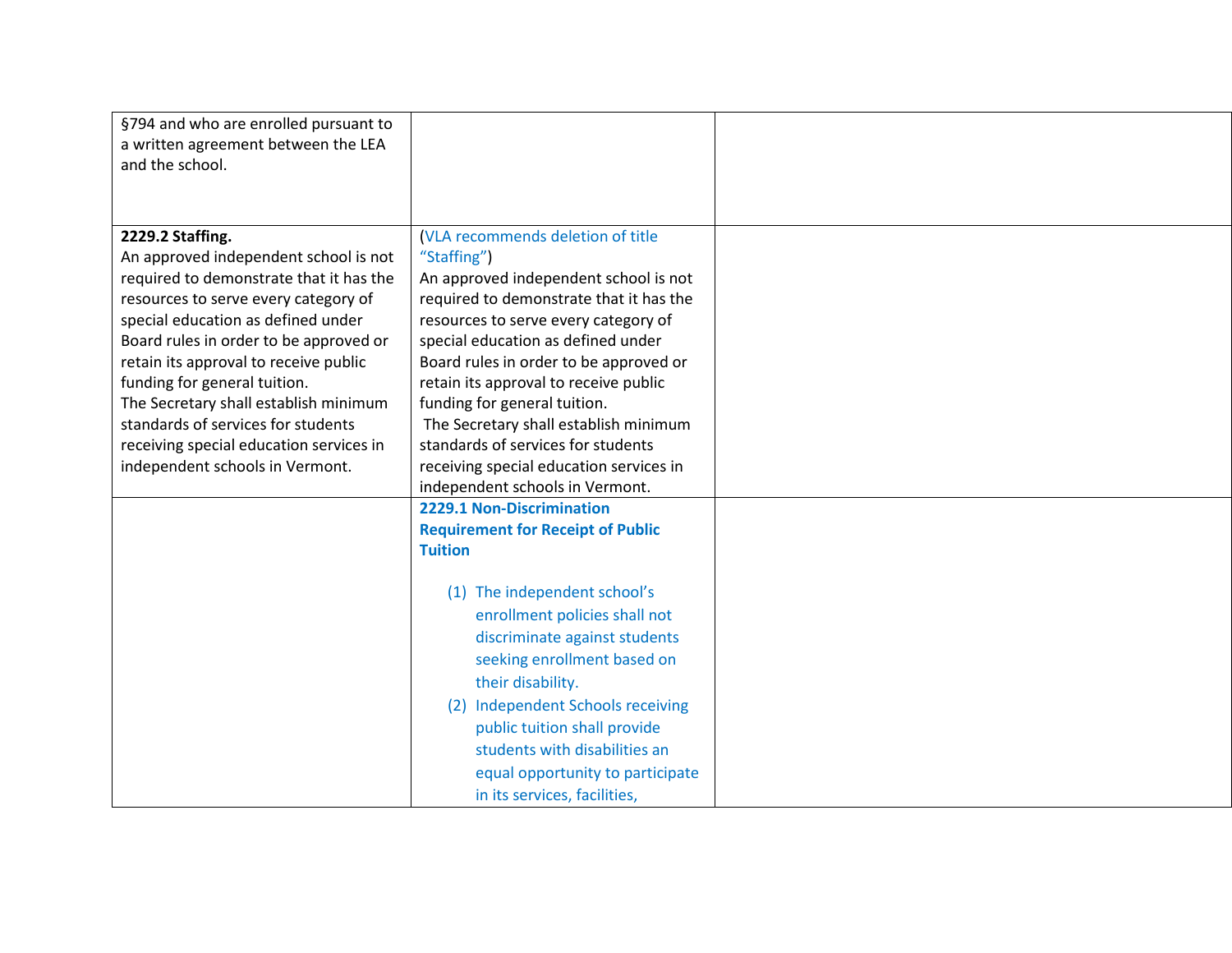| | | |
|---|---|---|
| §794 and who are enrolled pursuant to a written agreement between the LEA and the school. | | |
| **2229.2 Staffing.**<br>An approved independent school is not required to demonstrate that it has the resources to serve every category of special education as defined under Board rules in order to be approved or retain its approval to receive public funding for general tuition.<br>The Secretary shall establish minimum standards of services for students receiving special education services in independent schools in Vermont. | (VLA recommends deletion of title "Staffing")<br>An approved independent school is not required to demonstrate that it has the resources to serve every category of special education as defined under Board rules in order to be approved or retain its approval to receive public funding for general tuition.<br>The Secretary shall establish minimum standards of services for students receiving special education services in independent schools in Vermont. | |
| | **2229.1 Non-Discrimination Requirement for Receipt of Public Tuition**<br><br>(1) The independent school's enrollment policies shall not discriminate against students seeking enrollment based on their disability.<br>(2) Independent Schools receiving public tuition shall provide students with disabilities an equal opportunity to participate in its services, facilities, | |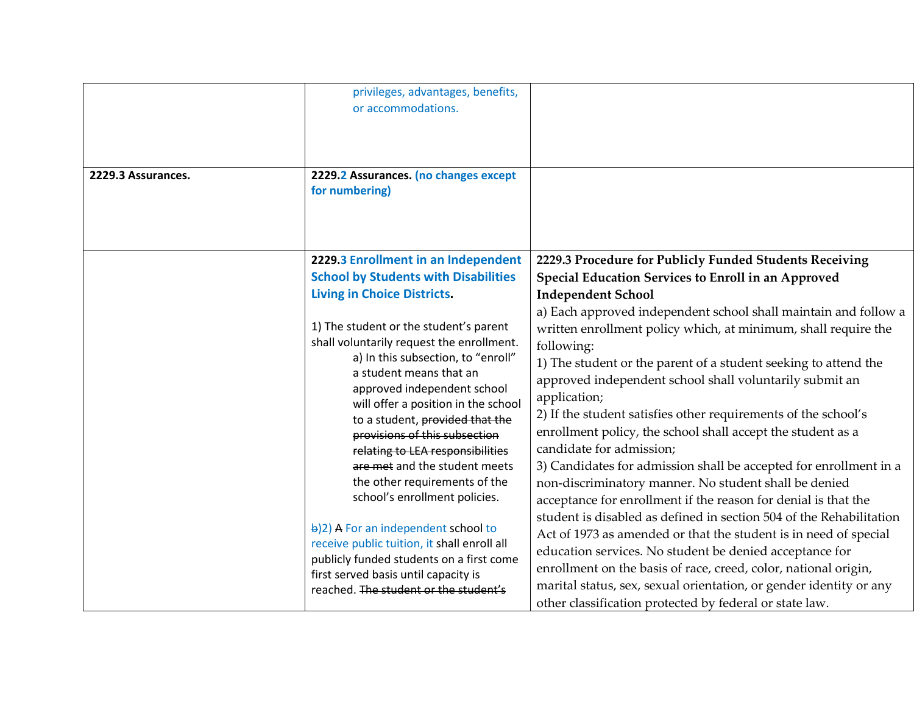| | | |
|---|---|---|
| | privileges, advantages, benefits, or accommodations. | |
| **2229.3 Assurances.** | **2229.2 Assurances. (no changes except for numbering)** | |
| | **2229.3 Enrollment in an Independent School by Students with Disabilities Living in Choice Districts.**<br><br>1) The student or the student's parent shall voluntarily request the enrollment.<br>a) In this subsection, to "enroll" a student means that an approved independent school will offer a position in the school to a student, ~~provided that the provisions of this subsection relating to LEA responsibilities are met~~ and the student meets the other requirements of the school's enrollment policies.<br><br>~~b~~)2) ~~A~~ For an independent school to receive public tuition, it shall enroll all publicly funded students on a first come first served basis until capacity is reached. ~~The student or the student's~~ | **2229.3 Procedure for Publicly Funded Students Receiving Special Education Services to Enroll in an Approved Independent School**<br>a) Each approved independent school shall maintain and follow a written enrollment policy which, at minimum, shall require the following:<br>1) The student or the parent of a student seeking to attend the approved independent school shall voluntarily submit an application;<br>2) If the student satisfies other requirements of the school's enrollment policy, the school shall accept the student as a candidate for admission;<br>3) Candidates for admission shall be accepted for enrollment in a non-discriminatory manner. No student shall be denied acceptance for enrollment if the reason for denial is that the student is disabled as defined in section 504 of the Rehabilitation Act of 1973 as amended or that the student is in need of special education services. No student be denied acceptance for enrollment on the basis of race, creed, color, national origin, marital status, sex, sexual orientation, or gender identity or any other classification protected by federal or state law. |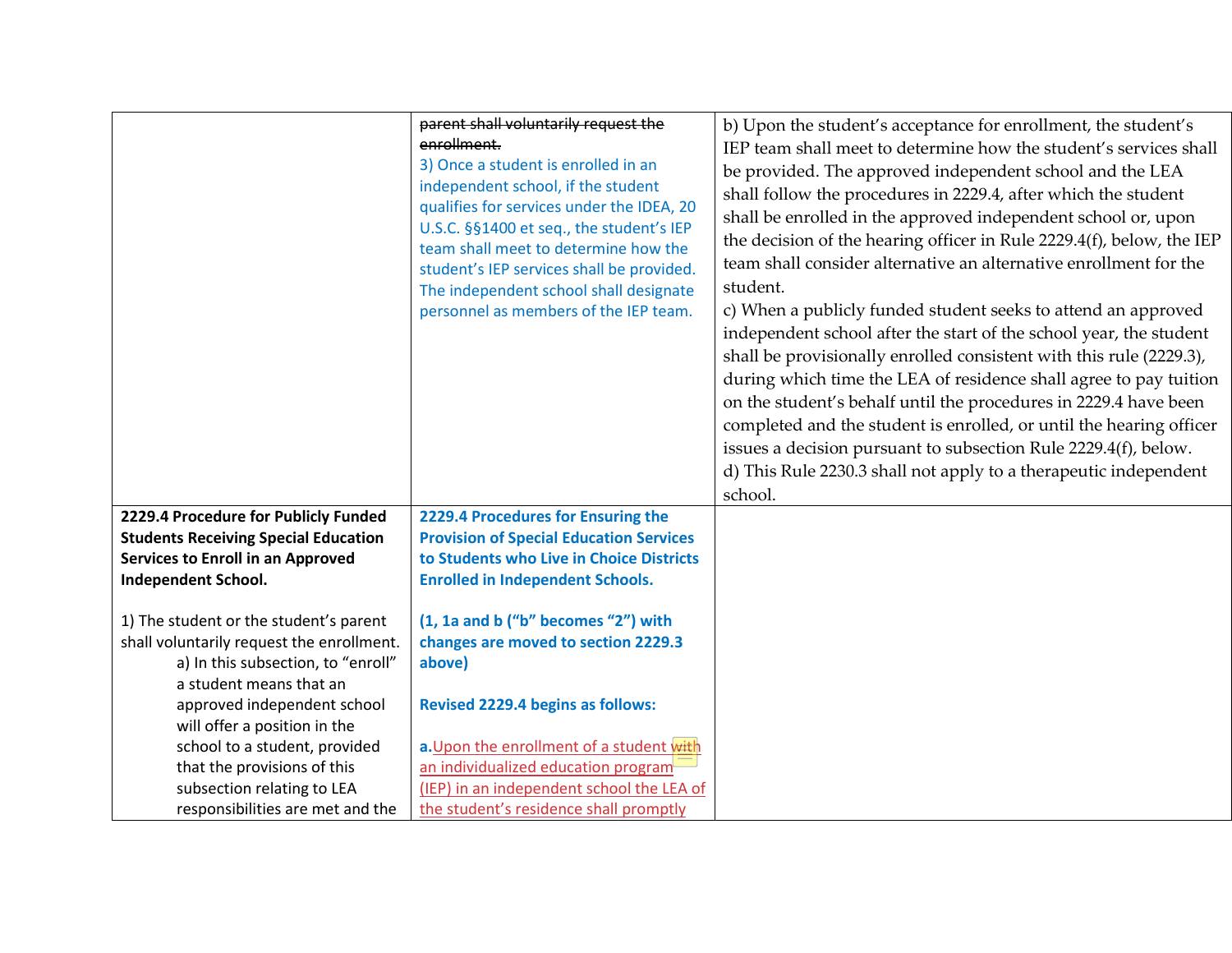| | | |
|---|---|---|
| | ~~parent shall voluntarily request the enrollment.~~<br>3) Once a student is enrolled in an independent school, if the student qualifies for services under the IDEA, 20 U.S.C. §§1400 et seq., the student's IEP team shall meet to determine how the student's IEP services shall be provided. The independent school shall designate personnel as members of the IEP team. | b) Upon the student's acceptance for enrollment, the student's IEP team shall meet to determine how the student's services shall be provided. The approved independent school and the LEA shall follow the procedures in 2229.4, after which the student shall be enrolled in the approved independent school or, upon the decision of the hearing officer in Rule 2229.4(f), below, the IEP team shall consider alternative an alternative enrollment for the student.<br>c) When a publicly funded student seeks to attend an approved independent school after the start of the school year, the student shall be provisionally enrolled consistent with this rule (2229.3), during which time the LEA of residence shall agree to pay tuition on the student's behalf until the procedures in 2229.4 have been completed and the student is enrolled, or until the hearing officer issues a decision pursuant to subsection Rule 2229.4(f), below.<br>d) This Rule 2230.3 shall not apply to a therapeutic independent school. |
| **2229.4 Procedure for Publicly Funded Students Receiving Special Education Services to Enroll in an Approved Independent School.**<br><br>1) The student or the student's parent shall voluntarily request the enrollment.<br>a) In this subsection, to "enroll" a student means that an approved independent school will offer a position in the school to a student, provided that the provisions of this subsection relating to LEA responsibilities are met and the | **2229.4 Procedures for Ensuring the Provision of Special Education Services to Students who Live in Choice Districts Enrolled in Independent Schools.**<br><br>**(1, 1a and b ("b" becomes "2") with changes are moved to section 2229.3 above)**<br><br>**Revised 2229.4 begins as follows:**<br><br>**a.**<u>Upon the enrollment of a student with an individualized education program (IEP) in an independent school the LEA of the student's residence shall promptly</u> | |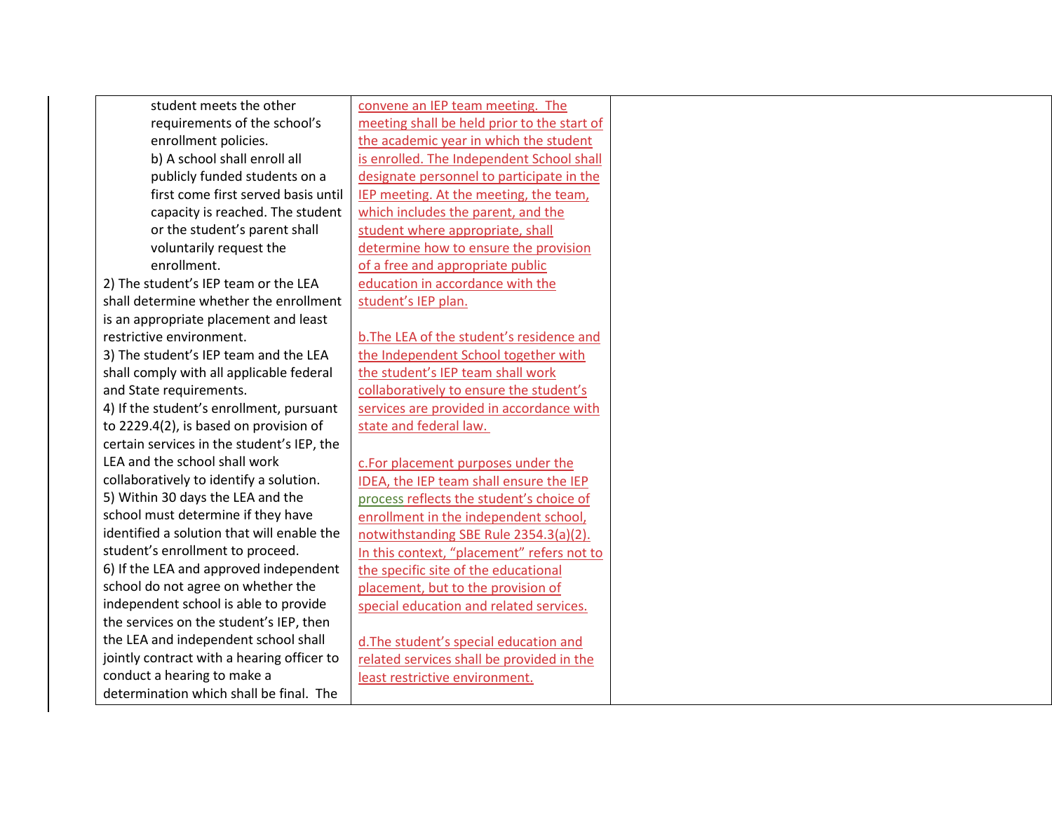| | | |
|---|---|---|
| student meets the other requirements of the school's enrollment policies.<br>b) A school shall enroll all publicly funded students on a first come first served basis until capacity is reached. The student or the student's parent shall voluntarily request the enrollment.<br>2) The student's IEP team or the LEA shall determine whether the enrollment is an appropriate placement and least restrictive environment.<br>3) The student's IEP team and the LEA shall comply with all applicable federal and State requirements.<br>4) If the student's enrollment, pursuant to 2229.4(2), is based on provision of certain services in the student's IEP, the LEA and the school shall work collaboratively to identify a solution.<br>5) Within 30 days the LEA and the school must determine if they have identified a solution that will enable the student's enrollment to proceed.<br>6) If the LEA and approved independent school do not agree on whether the independent school is able to provide the services on the student's IEP, then the LEA and independent school shall jointly contract with a hearing officer to conduct a hearing to make a determination which shall be final. The | convene an IEP team meeting. The meeting shall be held prior to the start of the academic year in which the student is enrolled. The Independent School shall designate personnel to participate in the IEP meeting. At the meeting, the team, which includes the parent, and the student where appropriate, shall determine how to ensure the provision of a free and appropriate public education in accordance with the student's IEP plan.<br><br>b.The LEA of the student's residence and the Independent School together with the student's IEP team shall work collaboratively to ensure the student's services are provided in accordance with state and federal law.<br><br>c.For placement purposes under the IDEA, the IEP team shall ensure the IEP process reflects the student's choice of enrollment in the independent school, notwithstanding SBE Rule 2354.3(a)(2). In this context, "placement" refers not to the specific site of the educational placement, but to the provision of special education and related services.<br><br>d.The student's special education and related services shall be provided in the least restrictive environment. | |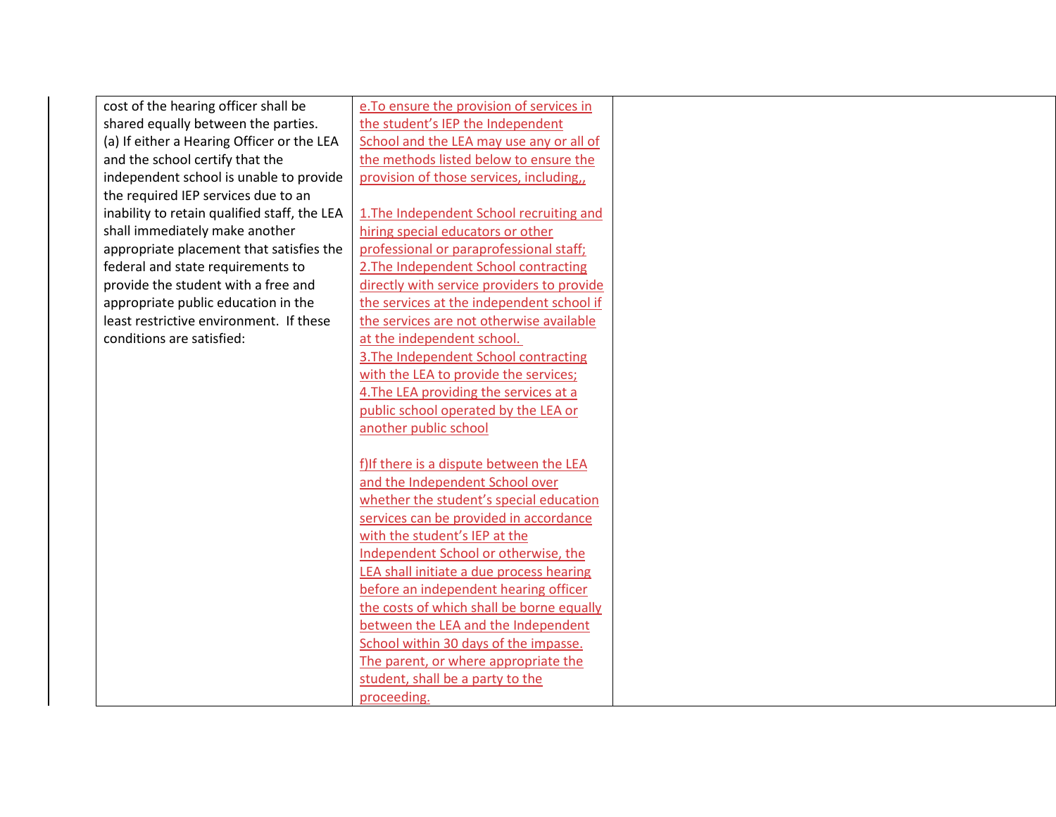| | | |
|---|---|---|
| cost of the hearing officer shall be shared equally between the parties.<br>(a) If either a Hearing Officer or the LEA and the school certify that the independent school is unable to provide the required IEP services due to an inability to retain qualified staff, the LEA shall immediately make another appropriate placement that satisfies the federal and state requirements to provide the student with a free and appropriate public education in the least restrictive environment. If these conditions are satisfied: | e.To ensure the provision of services in the student's IEP the Independent School and the LEA may use any or all of the methods listed below to ensure the provision of those services, including,,<br><br>1.The Independent School recruiting and hiring special educators or other professional or paraprofessional staff;<br>2.The Independent School contracting directly with service providers to provide the services at the independent school if the services are not otherwise available at the independent school.<br>3.The Independent School contracting with the LEA to provide the services;<br>4.The LEA providing the services at a public school operated by the LEA or another public school<br><br>f)If there is a dispute between the LEA and the Independent School over whether the student's special education services can be provided in accordance with the student's IEP at the Independent School or otherwise, the LEA shall initiate a due process hearing before an independent hearing officer the costs of which shall be borne equally between the LEA and the Independent School within 30 days of the impasse. The parent, or where appropriate the student, shall be a party to the proceeding. | |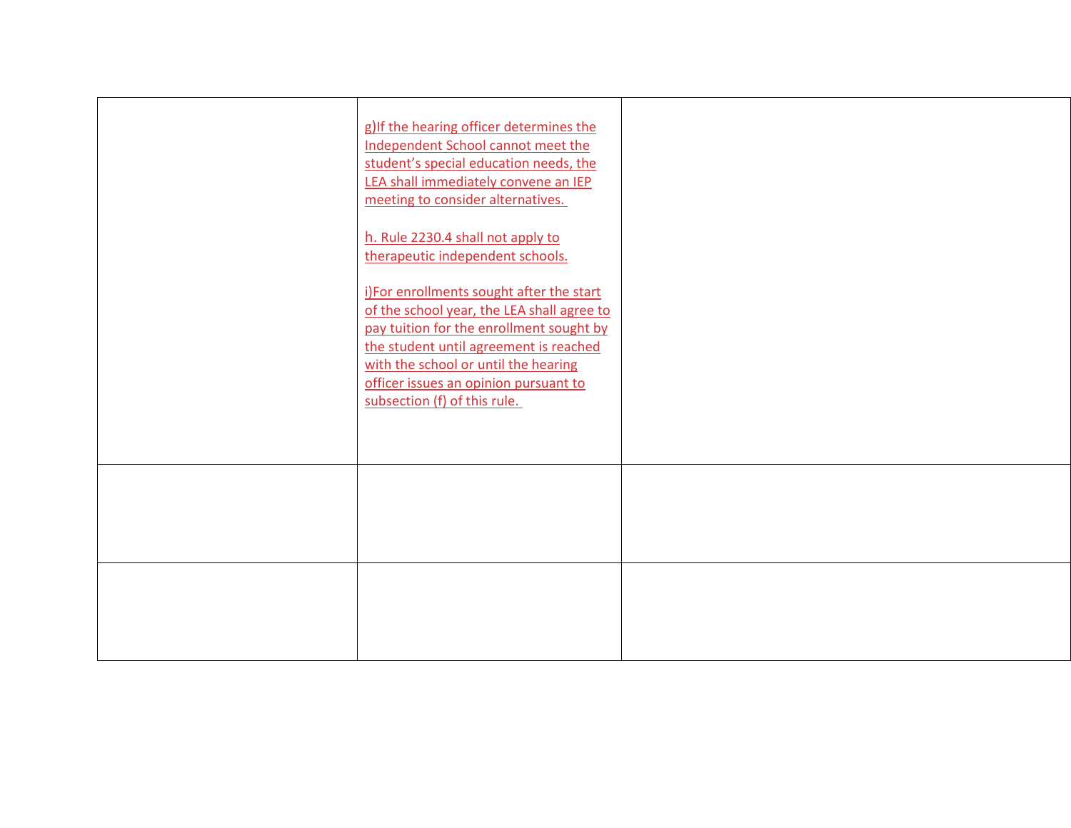| | | |
|---|---|---|
| | g)If the hearing officer determines the Independent School cannot meet the student's special education needs, the LEA shall immediately convene an IEP meeting to consider alternatives.<br><br>h. Rule 2230.4 shall not apply to therapeutic independent schools.<br><br>i)For enrollments sought after the start of the school year, the LEA shall agree to pay tuition for the enrollment sought by the student until agreement is reached with the school or until the hearing officer issues an opinion pursuant to subsection (f) of this rule. | |
| | | |
| | | |